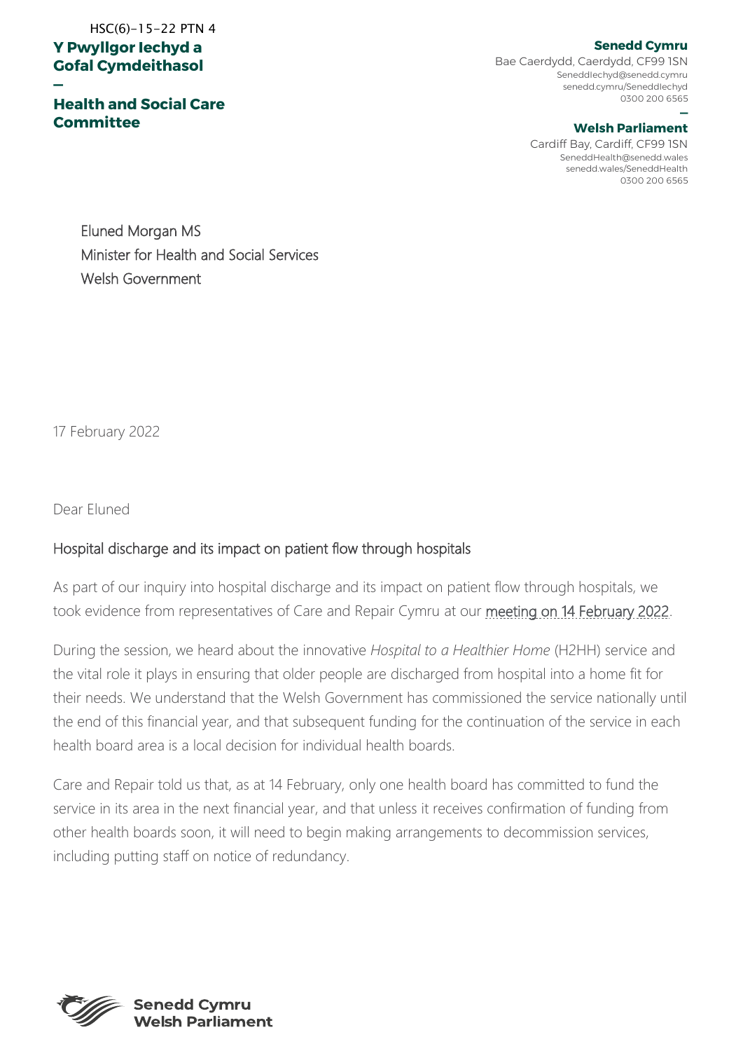HSC(6)-15-22 PTN 4

**Y Pwyllgor Iechyd a Gofal Cymdeithasol**

**—**

**Health and Social Care Committee**

**Senedd Cymru**
Bae Caerdydd, Caerdydd, CF99 1SN
SeneddIechyd@senedd.cymru
senedd.cymru/SeneddIechyd
0300 200 6565

**—**

**Welsh Parliament**
Cardiff Bay, Cardiff, CF99 1SN
SeneddHealth@senedd.wales
senedd.wales/SeneddHealth
0300 200 6565

Eluned Morgan MS
Minister for Health and Social Services
Welsh Government

17 February 2022

Dear Eluned

## Hospital discharge and its impact on patient flow through hospitals

As part of our inquiry into hospital discharge and its impact on patient flow through hospitals, we took evidence from representatives of Care and Repair Cymru at our meeting on 14 February 2022.

During the session, we heard about the innovative *Hospital to a Healthier Home* (H2HH) service and the vital role it plays in ensuring that older people are discharged from hospital into a home fit for their needs. We understand that the Welsh Government has commissioned the service nationally until the end of this financial year, and that subsequent funding for the continuation of the service in each health board area is a local decision for individual health boards.

Care and Repair told us that, as at 14 February, only one health board has committed to fund the service in its area in the next financial year, and that unless it receives confirmation of funding from other health boards soon, it will need to begin making arrangements to decommission services, including putting staff on notice of redundancy.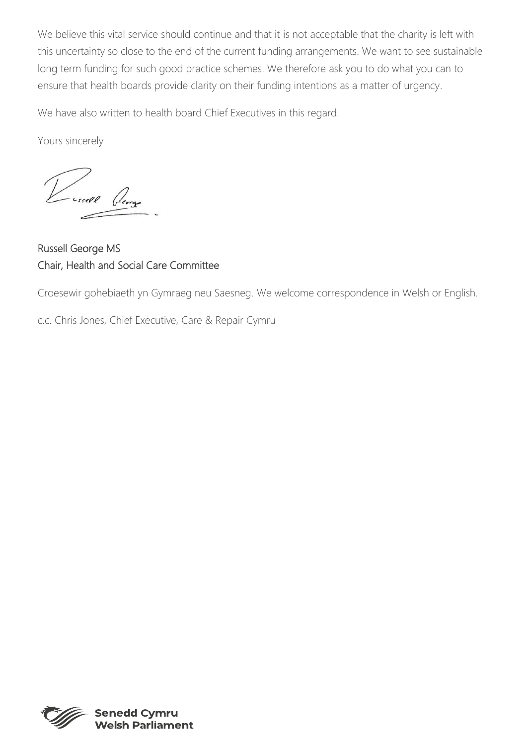We believe this vital service should continue and that it is not acceptable that the charity is left with this uncertainty so close to the end of the current funding arrangements. We want to see sustainable long term funding for such good practice schemes. We therefore ask you to do what you can to ensure that health boards provide clarity on their funding intentions as a matter of urgency.

We have also written to health board Chief Executives in this regard.

Yours sincerely

Russell George MS
Chair, Health and Social Care Committee

Croesewir gohebiaeth yn Gymraeg neu Saesneg. We welcome correspondence in Welsh or English.

c.c. Chris Jones, Chief Executive, Care & Repair Cymru

Senedd Cymru
Welsh Parliament